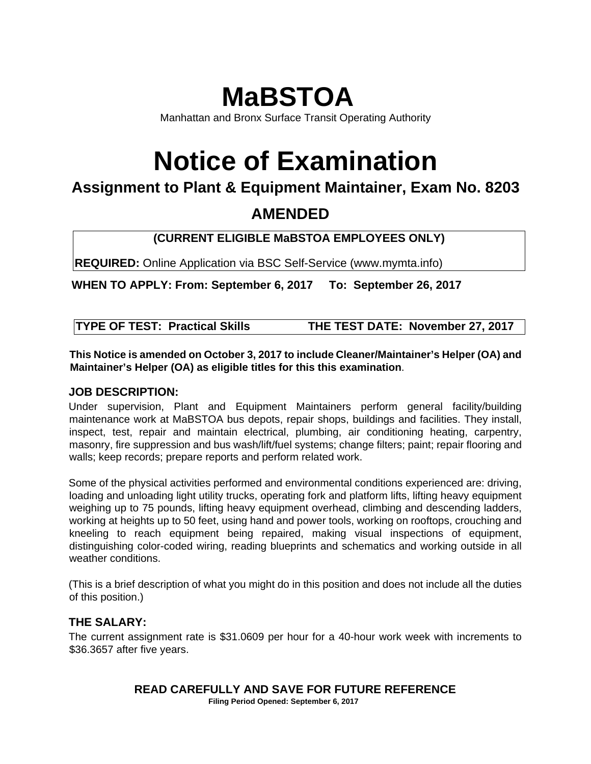# MaBSTOA

Manhattan and Bronx Surface Transit Operating Authority

# Notice of Examination

## Assignment to Plant & Equipment Maintainer, Exam No. 8203

## AMENDED

**(CURRENT ELIGIBLE MaBSTOA EMPLOYEES ONLY)**

**REQUIRED:** Online Application via BSC Self-Service (www.mymta.info)

**WHEN TO APPLY: From: September 6, 2017 To: September 26, 2017**

**TYPE OF TEST: Practical Skills THE TEST DATE: November 27, 2017**

**This Notice is amended on October 3, 2017 to include Cleaner/Maintainer's Helper (OA) and Maintainer's Helper (OA) as eligible titles for this this examination**.

### JOB DESCRIPTION:

Under supervision, Plant and Equipment Maintainers perform general facility/building maintenance work at MaBSTOA bus depots, repair shops, buildings and facilities. They install, inspect, test, repair and maintain electrical, plumbing, air conditioning heating, carpentry, masonry, fire suppression and bus wash/lift/fuel systems; change filters; paint; repair flooring and walls; keep records; prepare reports and perform related work.

Some of the physical activities performed and environmental conditions experienced are: driving, loading and unloading light utility trucks, operating fork and platform lifts, lifting heavy equipment weighing up to 75 pounds, lifting heavy equipment overhead, climbing and descending ladders, working at heights up to 50 feet, using hand and power tools, working on rooftops, crouching and kneeling to reach equipment being repaired, making visual inspections of equipment, distinguishing color-coded wiring, reading blueprints and schematics and working outside in all weather conditions.

(This is a brief description of what you might do in this position and does not include all the duties of this position.)

### THE SALARY:

The current assignment rate is $31.0609 per hour for a 40-hour work week with increments to $36.3657 after five years.

**READ CAREFULLY AND SAVE FOR FUTURE REFERENCE**

**Filing Period Opened: September 6, 2017**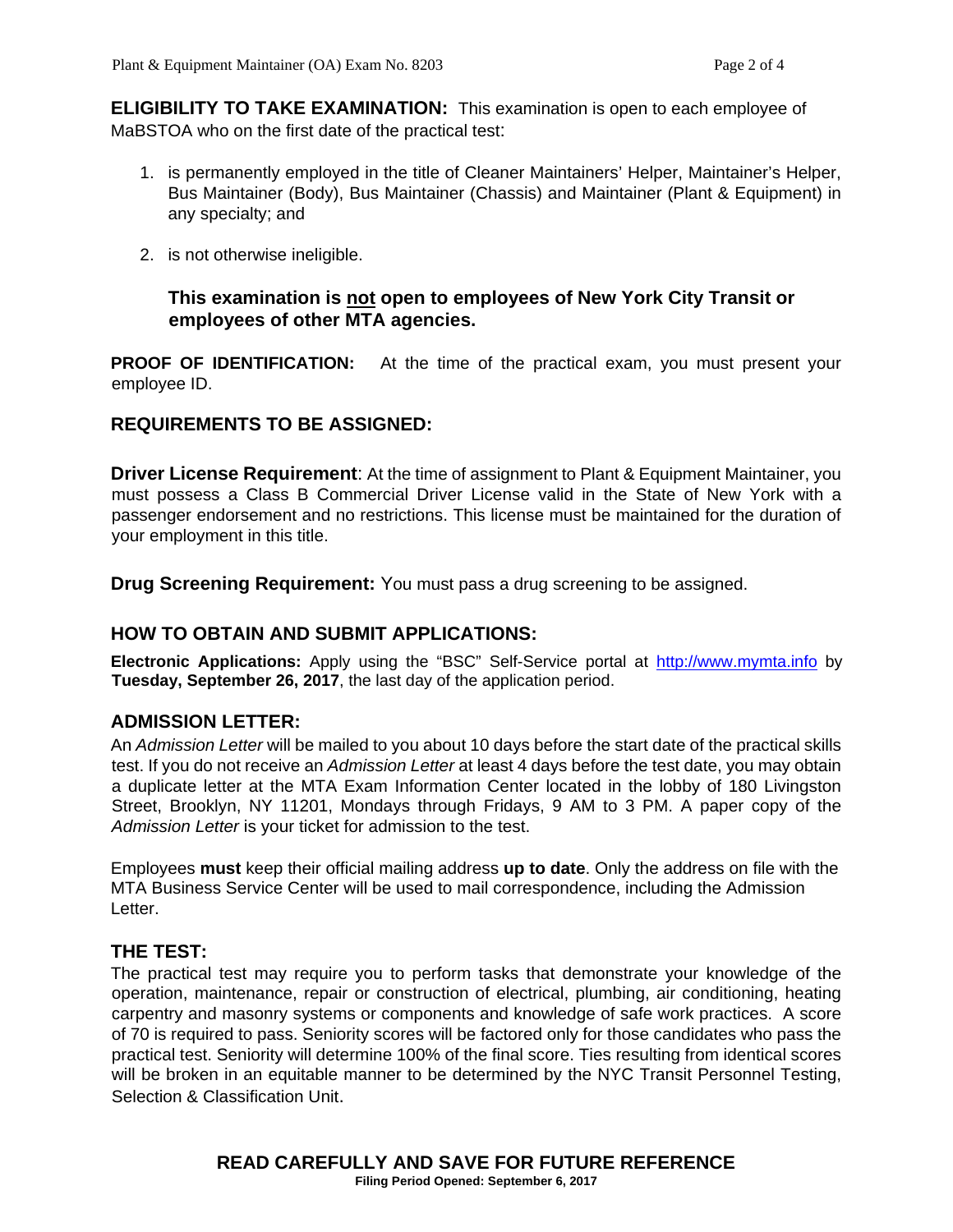**ELIGIBILITY TO TAKE EXAMINATION:** This examination is open to each employee of MaBSTOA who on the first date of the practical test:

1. is permanently employed in the title of Cleaner Maintainers' Helper, Maintainer's Helper, Bus Maintainer (Body), Bus Maintainer (Chassis) and Maintainer (Plant & Equipment) in any specialty; and
2. is not otherwise ineligible.

**This examination is not open to employees of New York City Transit or employees of other MTA agencies.**

**PROOF OF IDENTIFICATION:** At the time of the practical exam, you must present your employee ID.

## REQUIREMENTS TO BE ASSIGNED:

**Driver License Requirement**: At the time of assignment to Plant & Equipment Maintainer, you must possess a Class B Commercial Driver License valid in the State of New York with a passenger endorsement and no restrictions. This license must be maintained for the duration of your employment in this title.

**Drug Screening Requirement:** You must pass a drug screening to be assigned.

## HOW TO OBTAIN AND SUBMIT APPLICATIONS:

**Electronic Applications:** Apply using the "BSC" Self-Service portal at http://www.mymta.info by **Tuesday, September 26, 2017**, the last day of the application period.

## ADMISSION LETTER:

An *Admission Letter* will be mailed to you about 10 days before the start date of the practical skills test. If you do not receive an *Admission Letter* at least 4 days before the test date, you may obtain a duplicate letter at the MTA Exam Information Center located in the lobby of 180 Livingston Street, Brooklyn, NY 11201, Mondays through Fridays, 9 AM to 3 PM. A paper copy of the *Admission Letter* is your ticket for admission to the test.

Employees **must** keep their official mailing address **up to date**. Only the address on file with the MTA Business Service Center will be used to mail correspondence, including the Admission Letter.

## THE TEST:

The practical test may require you to perform tasks that demonstrate your knowledge of the operation, maintenance, repair or construction of electrical, plumbing, air conditioning, heating carpentry and masonry systems or components and knowledge of safe work practices. A score of 70 is required to pass. Seniority scores will be factored only for those candidates who pass the practical test. Seniority will determine 100% of the final score. Ties resulting from identical scores will be broken in an equitable manner to be determined by the NYC Transit Personnel Testing, Selection & Classification Unit.

**READ CAREFULLY AND SAVE FOR FUTURE REFERENCE**

**Filing Period Opened: September 6, 2017**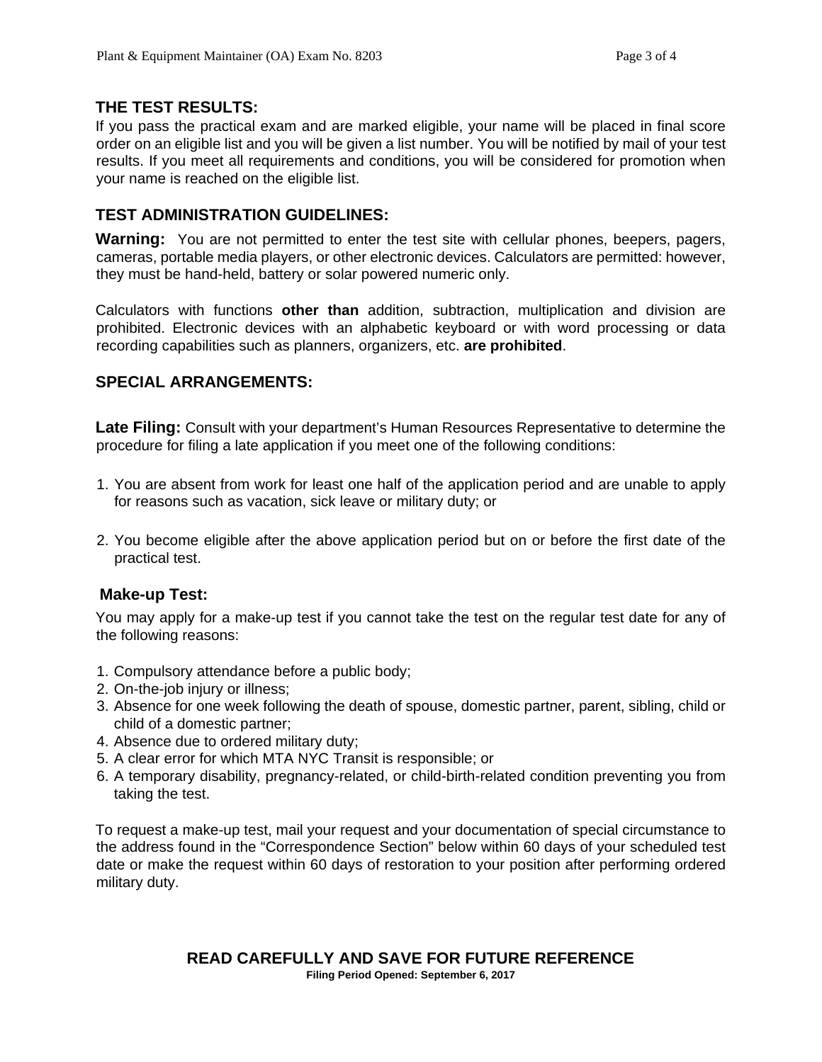## THE TEST RESULTS:

If you pass the practical exam and are marked eligible, your name will be placed in final score order on an eligible list and you will be given a list number. You will be notified by mail of your test results. If you meet all requirements and conditions, you will be considered for promotion when your name is reached on the eligible list.

## TEST ADMINISTRATION GUIDELINES:

**Warning:** You are not permitted to enter the test site with cellular phones, beepers, pagers, cameras, portable media players, or other electronic devices. Calculators are permitted: however, they must be hand-held, battery or solar powered numeric only.

Calculators with functions **other than** addition, subtraction, multiplication and division are prohibited. Electronic devices with an alphabetic keyboard or with word processing or data recording capabilities such as planners, organizers, etc. **are prohibited**.

## SPECIAL ARRANGEMENTS:

**Late Filing:** Consult with your department's Human Resources Representative to determine the procedure for filing a late application if you meet one of the following conditions:

1. You are absent from work for least one half of the application period and are unable to apply for reasons such as vacation, sick leave or military duty; or

2. You become eligible after the above application period but on or before the first date of the practical test.

### Make-up Test:

You may apply for a make-up test if you cannot take the test on the regular test date for any of the following reasons:

1. Compulsory attendance before a public body;
2. On-the-job injury or illness;
3. Absence for one week following the death of spouse, domestic partner, parent, sibling, child or child of a domestic partner;
4. Absence due to ordered military duty;
5. A clear error for which MTA NYC Transit is responsible; or
6. A temporary disability, pregnancy-related, or child-birth-related condition preventing you from taking the test.

To request a make-up test, mail your request and your documentation of special circumstance to the address found in the "Correspondence Section" below within 60 days of your scheduled test date or make the request within 60 days of restoration to your position after performing ordered military duty.

**READ CAREFULLY AND SAVE FOR FUTURE REFERENCE**

**Filing Period Opened: September 6, 2017**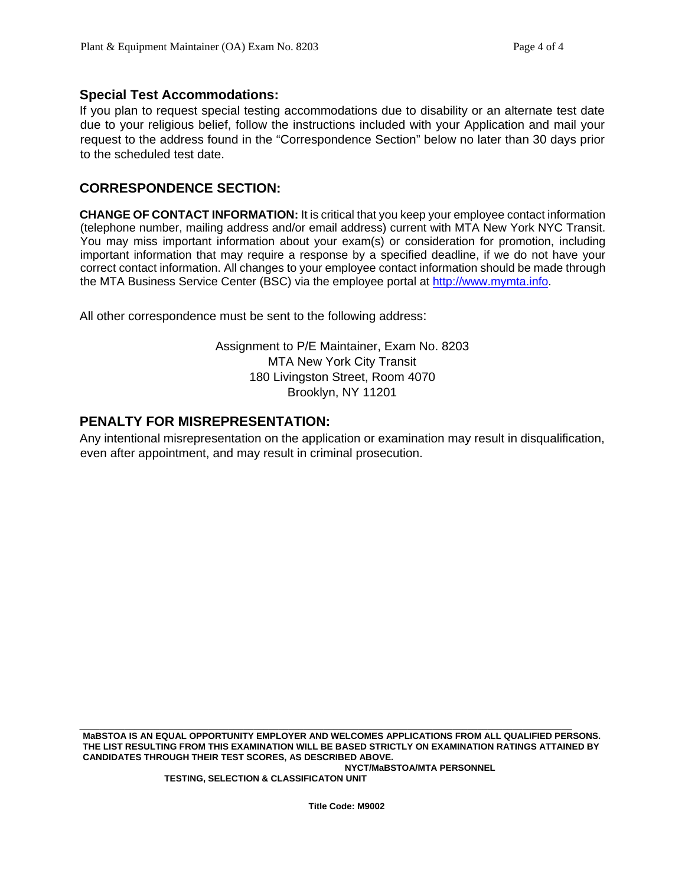## Special Test Accommodations:

If you plan to request special testing accommodations due to disability or an alternate test date due to your religious belief, follow the instructions included with your Application and mail your request to the address found in the "Correspondence Section" below no later than 30 days prior to the scheduled test date.

## CORRESPONDENCE SECTION:

**CHANGE OF CONTACT INFORMATION:** It is critical that you keep your employee contact information (telephone number, mailing address and/or email address) current with MTA New York NYC Transit. You may miss important information about your exam(s) or consideration for promotion, including important information that may require a response by a specified deadline, if we do not have your correct contact information. All changes to your employee contact information should be made through the MTA Business Service Center (BSC) via the employee portal at http://www.mymta.info.

All other correspondence must be sent to the following address:

Assignment to P/E Maintainer, Exam No. 8203
MTA New York City Transit
180 Livingston Street, Room 4070
Brooklyn, NY 11201

## PENALTY FOR MISREPRESENTATION:

Any intentional misrepresentation on the application or examination may result in disqualification, even after appointment, and may result in criminal prosecution.

---

**MaBSTOA IS AN EQUAL OPPORTUNITY EMPLOYER AND WELCOMES APPLICATIONS FROM ALL QUALIFIED PERSONS. THE LIST RESULTING FROM THIS EXAMINATION WILL BE BASED STRICTLY ON EXAMINATION RATINGS ATTAINED BY CANDIDATES THROUGH THEIR TEST SCORES, AS DESCRIBED ABOVE.**

**NYCT/MaBSTOA/MTA PERSONNEL**
**TESTING, SELECTION & CLASSIFICATON UNIT**

**Title Code: M9002**